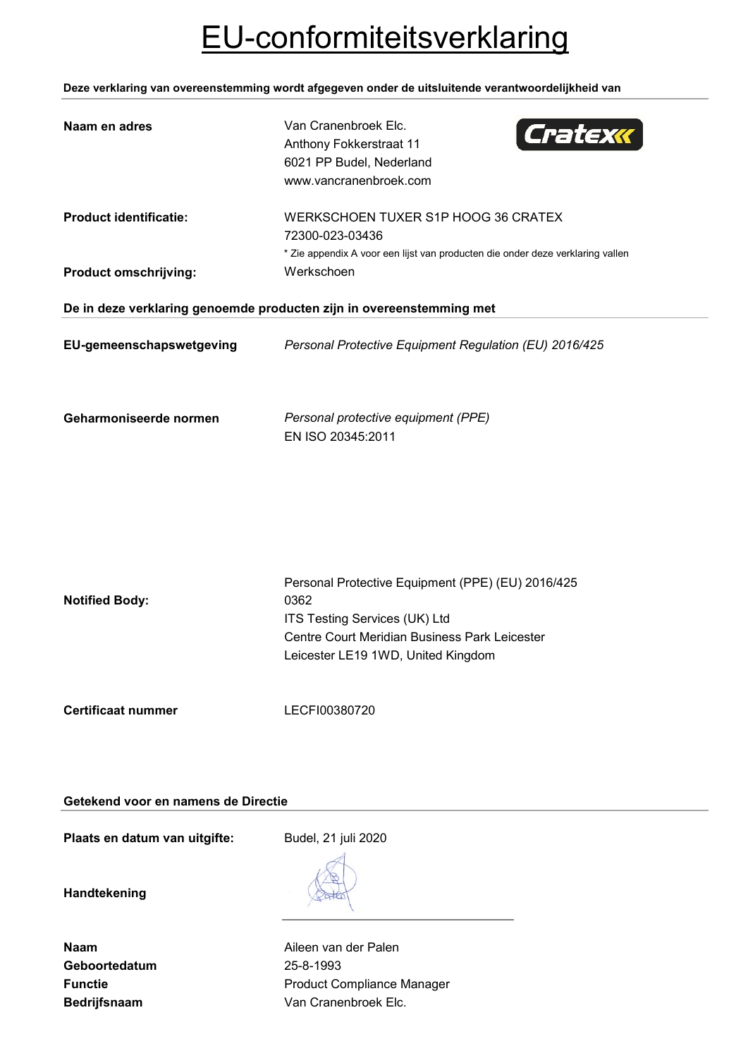# EU-conformiteitsverklaring

**Deze verklaring van overeenstemming wordt afgegeven onder de uitsluitende verantwoordelijkheid van**

| | |
|---|---|
| **Naam en adres** | Van Cranenbroek Elc.<br>Anthony Fokkerstraat 11<br>6021 PP Budel, Nederland<br>www.vancranenbroek.com |
| **Product identificatie:** | WERKSCHOEN TUXER S1P HOOG 36 CRATEX<br>72300-023-03436<br>* Zie appendix A voor een lijst van producten die onder deze verklaring vallen |
| **Product omschrijving:** | Werkschoen |

**De in deze verklaring genoemde producten zijn in overeenstemming met**

| | |
|---|---|
| **EU-gemeenschapswetgeving** | *Personal Protective Equipment Regulation (EU) 2016/425* |
| **Geharmoniseerde normen** | *Personal protective equipment (PPE)*<br>EN ISO 20345:2011 |
| **Notified Body:** | Personal Protective Equipment (PPE) (EU) 2016/425<br>0362<br>ITS Testing Services (UK) Ltd<br>Centre Court Meridian Business Park Leicester<br>Leicester LE19 1WD, United Kingdom |
| **Certificaat nummer** | LECFI00380720 |

**Getekend voor en namens de Directie**

| | |
|---|---|
| **Plaats en datum van uitgifte:** | Budel, 21 juli 2020 |
| **Handtekening** | |
| **Naam** | Aileen van der Palen |
| **Geboortedatum** | 25-8-1993 |
| **Functie** | Product Compliance Manager |
| **Bedrijfsnaam** | Van Cranenbroek Elc. |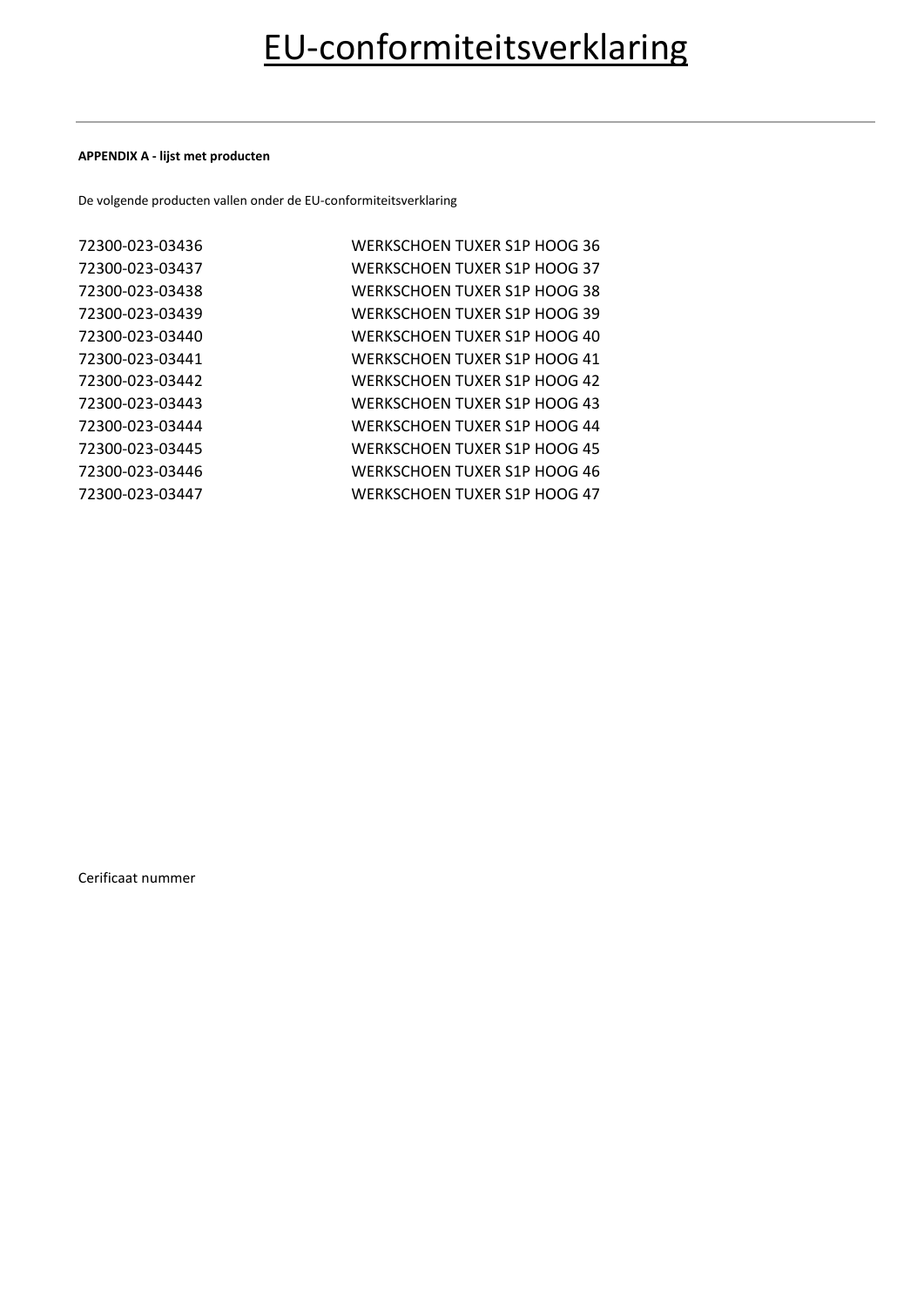# EU-conformiteitsverklaring

**APPENDIX A - lijst met producten**

De volgende producten vallen onder de EU-conformiteitsverklaring

| | |
|---|---|
| 72300-023-03436 | WERKSCHOEN TUXER S1P HOOG 36 |
| 72300-023-03437 | WERKSCHOEN TUXER S1P HOOG 37 |
| 72300-023-03438 | WERKSCHOEN TUXER S1P HOOG 38 |
| 72300-023-03439 | WERKSCHOEN TUXER S1P HOOG 39 |
| 72300-023-03440 | WERKSCHOEN TUXER S1P HOOG 40 |
| 72300-023-03441 | WERKSCHOEN TUXER S1P HOOG 41 |
| 72300-023-03442 | WERKSCHOEN TUXER S1P HOOG 42 |
| 72300-023-03443 | WERKSCHOEN TUXER S1P HOOG 43 |
| 72300-023-03444 | WERKSCHOEN TUXER S1P HOOG 44 |
| 72300-023-03445 | WERKSCHOEN TUXER S1P HOOG 45 |
| 72300-023-03446 | WERKSCHOEN TUXER S1P HOOG 46 |
| 72300-023-03447 | WERKSCHOEN TUXER S1P HOOG 47 |

Cerificaat nummer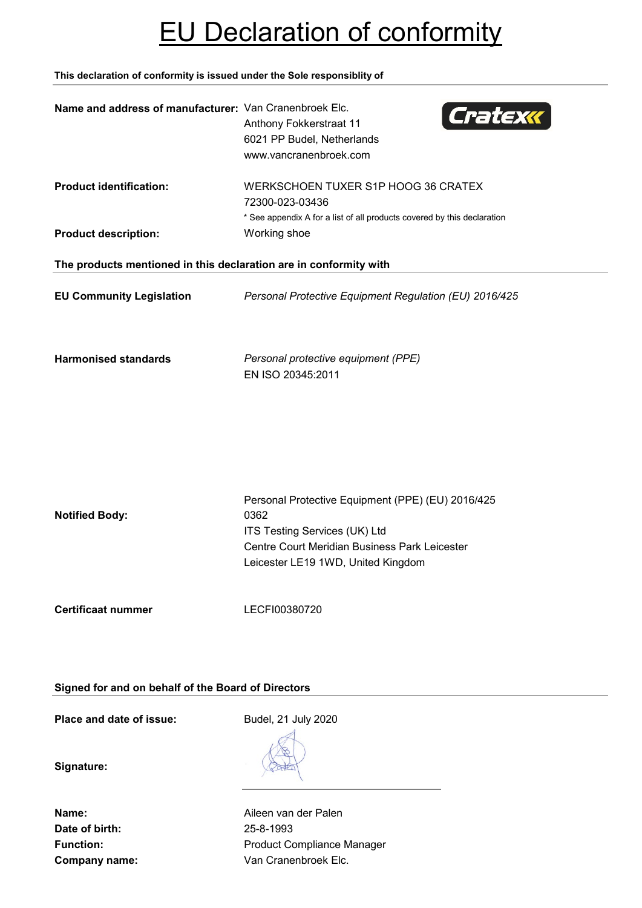# EU Declaration of conformity

**This declaration of conformity is issued under the Sole responsiblity of**

---

**Name and address of manufacturer:** Van Cranenbroek Elc.
Anthony Fokkerstraat 11
6021 PP Budel, Netherlands
www.vancranenbroek.com

Cratex

**Product identification:** WERKSCHOEN TUXER S1P HOOG 36 CRATEX
72300-023-03436
* See appendix A for a list of all products covered by this declaration

**Product description:** Working shoe

**The products mentioned in this declaration are in conformity with**

---

**EU Community Legislation** *Personal Protective Equipment Regulation (EU) 2016/425*

**Harmonised standards** *Personal protective equipment (PPE)*
EN ISO 20345:2011

**Notified Body:** Personal Protective Equipment (PPE) (EU) 2016/425
0362
ITS Testing Services (UK) Ltd
Centre Court Meridian Business Park Leicester
Leicester LE19 1WD, United Kingdom

**Certificaat nummer** LECFI00380720

**Signed for and on behalf of the Board of Directors**

---

**Place and date of issue:** Budel, 21 July 2020

**Signature:**

**Name:** Aileen van der Palen
**Date of birth:** 25-8-1993
**Function:** Product Compliance Manager
**Company name:** Van Cranenbroek Elc.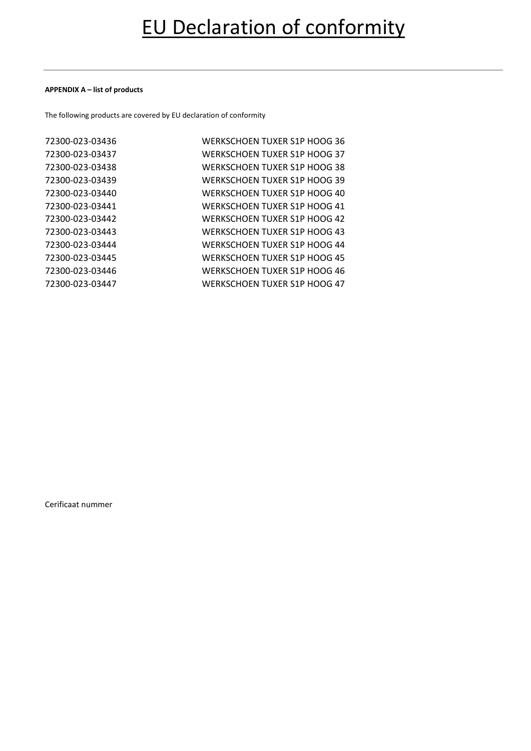# EU Declaration of conformity

**APPENDIX A – list of products**

The following products are covered by EU declaration of conformity

| | |
|---|---|
| 72300-023-03436 | WERKSCHOEN TUXER S1P HOOG 36 |
| 72300-023-03437 | WERKSCHOEN TUXER S1P HOOG 37 |
| 72300-023-03438 | WERKSCHOEN TUXER S1P HOOG 38 |
| 72300-023-03439 | WERKSCHOEN TUXER S1P HOOG 39 |
| 72300-023-03440 | WERKSCHOEN TUXER S1P HOOG 40 |
| 72300-023-03441 | WERKSCHOEN TUXER S1P HOOG 41 |
| 72300-023-03442 | WERKSCHOEN TUXER S1P HOOG 42 |
| 72300-023-03443 | WERKSCHOEN TUXER S1P HOOG 43 |
| 72300-023-03444 | WERKSCHOEN TUXER S1P HOOG 44 |
| 72300-023-03445 | WERKSCHOEN TUXER S1P HOOG 45 |
| 72300-023-03446 | WERKSCHOEN TUXER S1P HOOG 46 |
| 72300-023-03447 | WERKSCHOEN TUXER S1P HOOG 47 |

Cerificaat nummer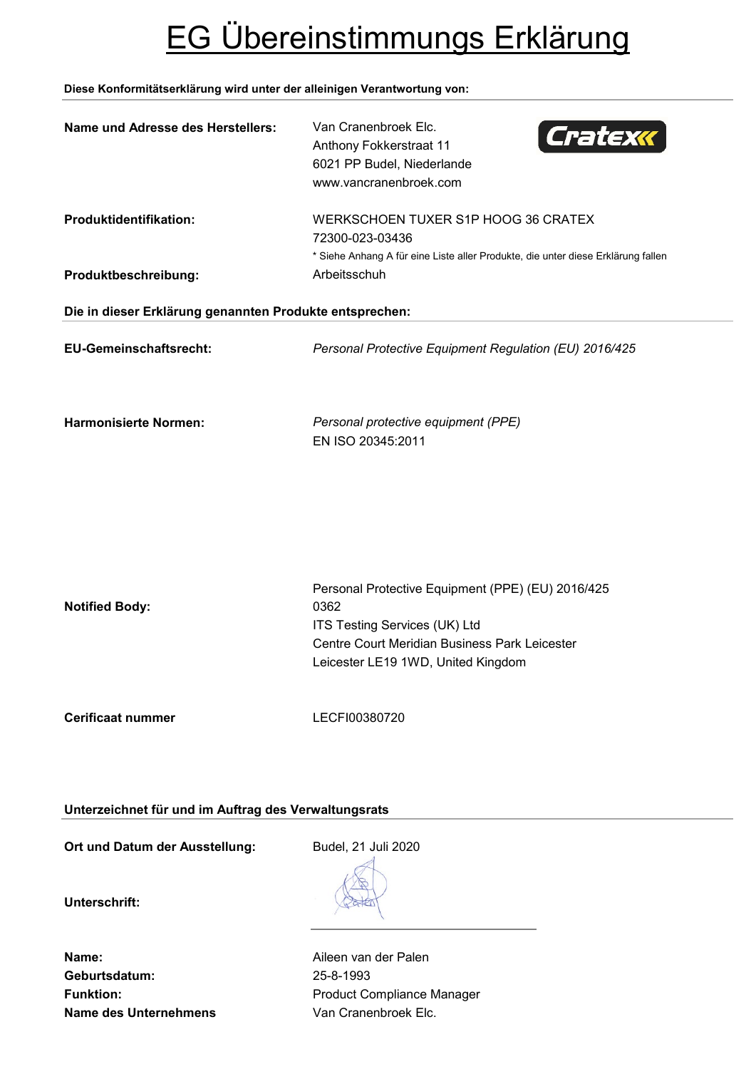# EG Übereinstimmungs Erklärung

**Diese Konformitätserklärung wird unter der alleinigen Verantwortung von:**

**Name und Adresse des Herstellers:**
Van Cranenbroek Elc.
Anthony Fokkerstraat 11
6021 PP Budel, Niederlande
www.vancranenbroek.com

**Produktidentifikation:**
WERKSCHOEN TUXER S1P HOOG 36 CRATEX
72300-023-03436
* Siehe Anhang A für eine Liste aller Produkte, die unter diese Erklärung fallen

**Produktbeschreibung:** Arbeitsschuh

**Die in dieser Erklärung genannten Produkte entsprechen:**

**EU-Gemeinschaftsrecht:** *Personal Protective Equipment Regulation (EU) 2016/425*

**Harmonisierte Normen:**
*Personal protective equipment (PPE)*
EN ISO 20345:2011

**Notified Body:**
Personal Protective Equipment (PPE) (EU) 2016/425
0362
ITS Testing Services (UK) Ltd
Centre Court Meridian Business Park Leicester
Leicester LE19 1WD, United Kingdom

**Cerificaat nummer** LECFI00380720

**Unterzeichnet für und im Auftrag des Verwaltungsrats**

**Ort und Datum der Ausstellung:** Budel, 21 Juli 2020

**Unterschrift:**

**Name:** Aileen van der Palen
**Geburtsdatum:** 25-8-1993
**Funktion:** Product Compliance Manager
**Name des Unternehmens** Van Cranenbroek Elc.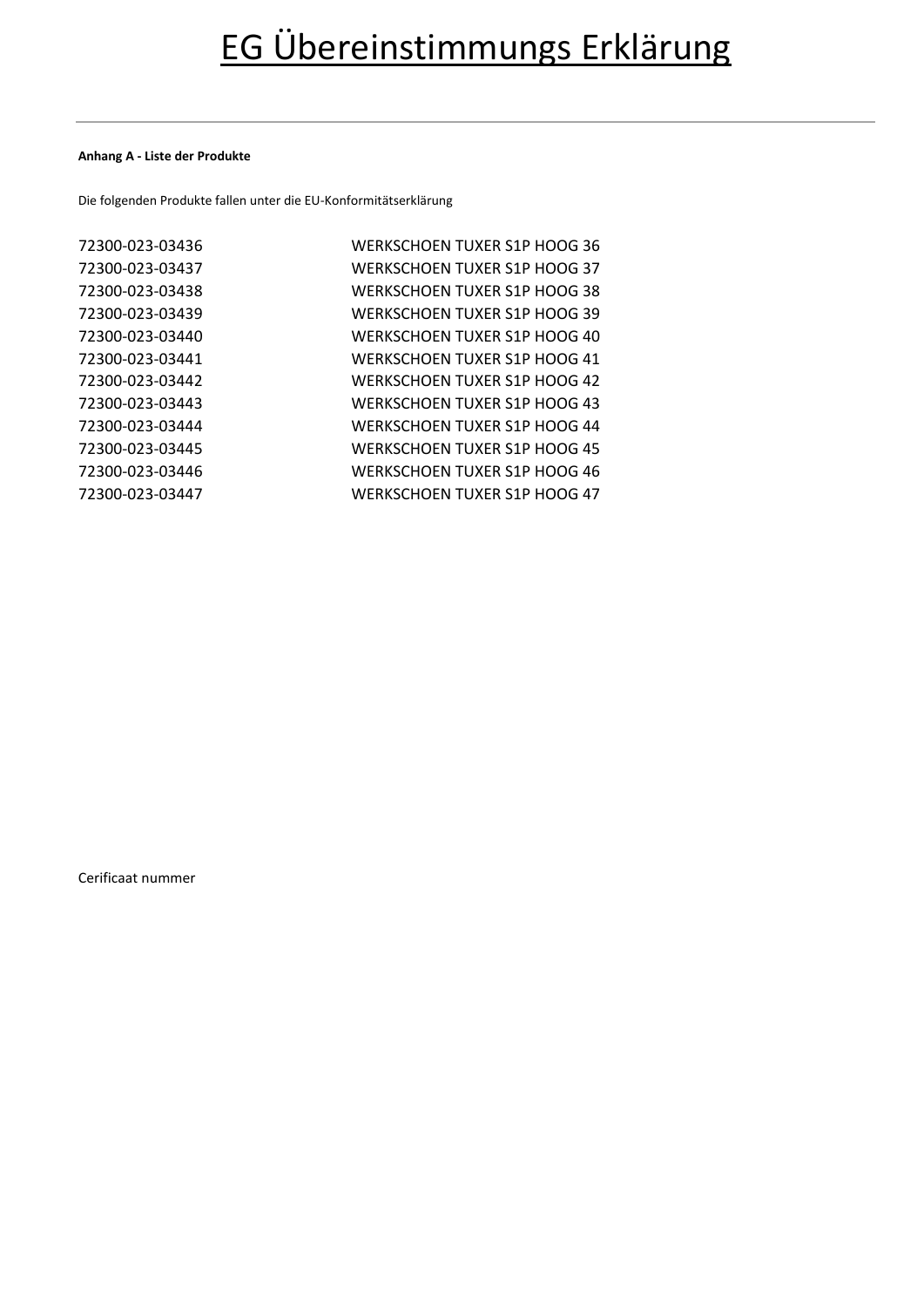# EG Übereinstimmungs Erklärung

**Anhang A - Liste der Produkte**

Die folgenden Produkte fallen unter die EU-Konformitätserklärung

| | |
|---|---|
| 72300-023-03436 | WERKSCHOEN TUXER S1P HOOG 36 |
| 72300-023-03437 | WERKSCHOEN TUXER S1P HOOG 37 |
| 72300-023-03438 | WERKSCHOEN TUXER S1P HOOG 38 |
| 72300-023-03439 | WERKSCHOEN TUXER S1P HOOG 39 |
| 72300-023-03440 | WERKSCHOEN TUXER S1P HOOG 40 |
| 72300-023-03441 | WERKSCHOEN TUXER S1P HOOG 41 |
| 72300-023-03442 | WERKSCHOEN TUXER S1P HOOG 42 |
| 72300-023-03443 | WERKSCHOEN TUXER S1P HOOG 43 |
| 72300-023-03444 | WERKSCHOEN TUXER S1P HOOG 44 |
| 72300-023-03445 | WERKSCHOEN TUXER S1P HOOG 45 |
| 72300-023-03446 | WERKSCHOEN TUXER S1P HOOG 46 |
| 72300-023-03447 | WERKSCHOEN TUXER S1P HOOG 47 |

Cerificaat nummer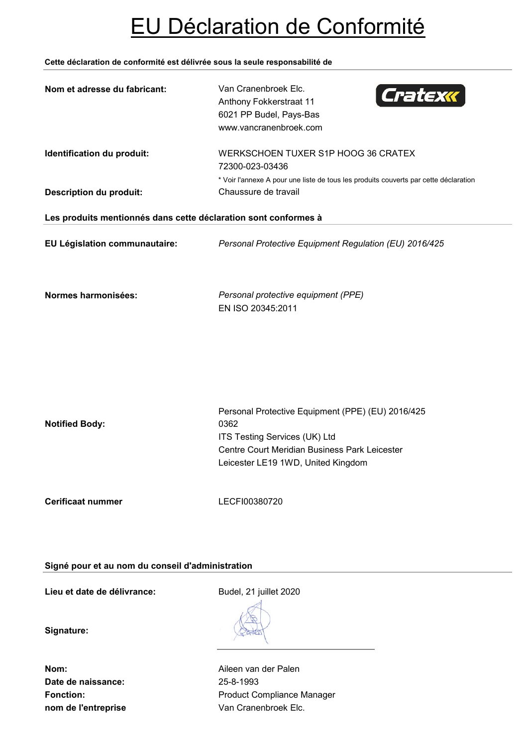# EU Déclaration de Conformité

**Cette déclaration de conformité est délivrée sous la seule responsabilité de**

**Nom et adresse du fabricant:** Van Cranenbroek Elc.
Anthony Fokkerstraat 11
6021 PP Budel, Pays-Bas
www.vancranenbroek.com

**Identification du produit:** WERKSCHOEN TUXER S1P HOOG 36 CRATEX
72300-023-03436
\* Voir l'annexe A pour une liste de tous les produits couverts par cette déclaration

**Description du produit:** Chaussure de travail

**Les produits mentionnés dans cette déclaration sont conformes à**

**EU Législation communautaire:** *Personal Protective Equipment Regulation (EU) 2016/425*

**Normes harmonisées:** *Personal protective equipment (PPE)*
EN ISO 20345:2011

**Notified Body:** Personal Protective Equipment (PPE) (EU) 2016/425
0362
ITS Testing Services (UK) Ltd
Centre Court Meridian Business Park Leicester
Leicester LE19 1WD, United Kingdom

**Cerificaat nummer** LECFI00380720

**Signé pour et au nom du conseil d'administration**

**Lieu et date de délivrance:** Budel, 21 juillet 2020

**Signature:**

**Nom:** Aileen van der Palen
**Date de naissance:** 25-8-1993
**Fonction:** Product Compliance Manager
**nom de l'entreprise** Van Cranenbroek Elc.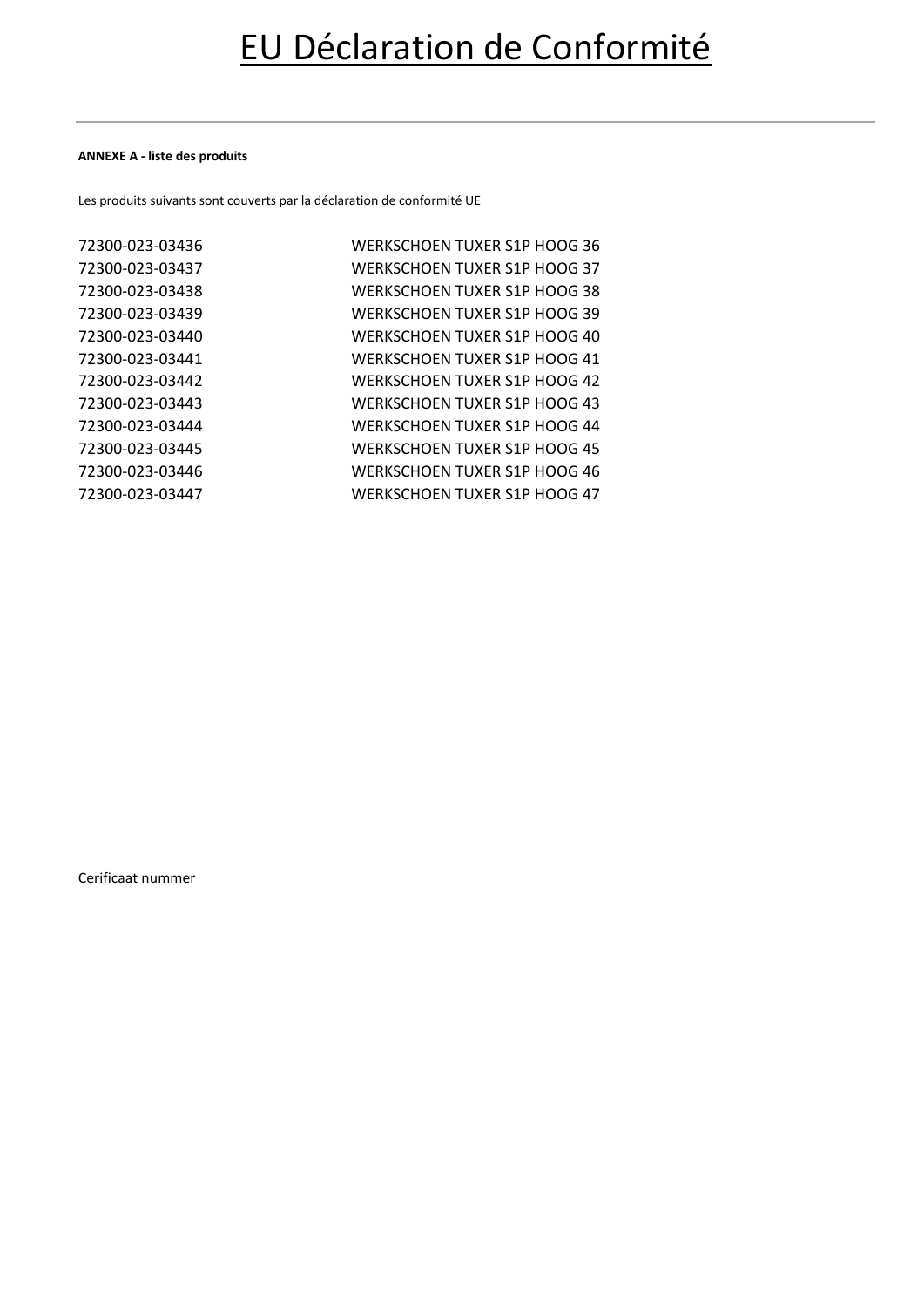# EU Déclaration de Conformité

**ANNEXE A - liste des produits**

Les produits suivants sont couverts par la déclaration de conformité UE

| | |
|---|---|
| 72300-023-03436 | WERKSCHOEN TUXER S1P HOOG 36 |
| 72300-023-03437 | WERKSCHOEN TUXER S1P HOOG 37 |
| 72300-023-03438 | WERKSCHOEN TUXER S1P HOOG 38 |
| 72300-023-03439 | WERKSCHOEN TUXER S1P HOOG 39 |
| 72300-023-03440 | WERKSCHOEN TUXER S1P HOOG 40 |
| 72300-023-03441 | WERKSCHOEN TUXER S1P HOOG 41 |
| 72300-023-03442 | WERKSCHOEN TUXER S1P HOOG 42 |
| 72300-023-03443 | WERKSCHOEN TUXER S1P HOOG 43 |
| 72300-023-03444 | WERKSCHOEN TUXER S1P HOOG 44 |
| 72300-023-03445 | WERKSCHOEN TUXER S1P HOOG 45 |
| 72300-023-03446 | WERKSCHOEN TUXER S1P HOOG 46 |
| 72300-023-03447 | WERKSCHOEN TUXER S1P HOOG 47 |

Cerificaat nummer